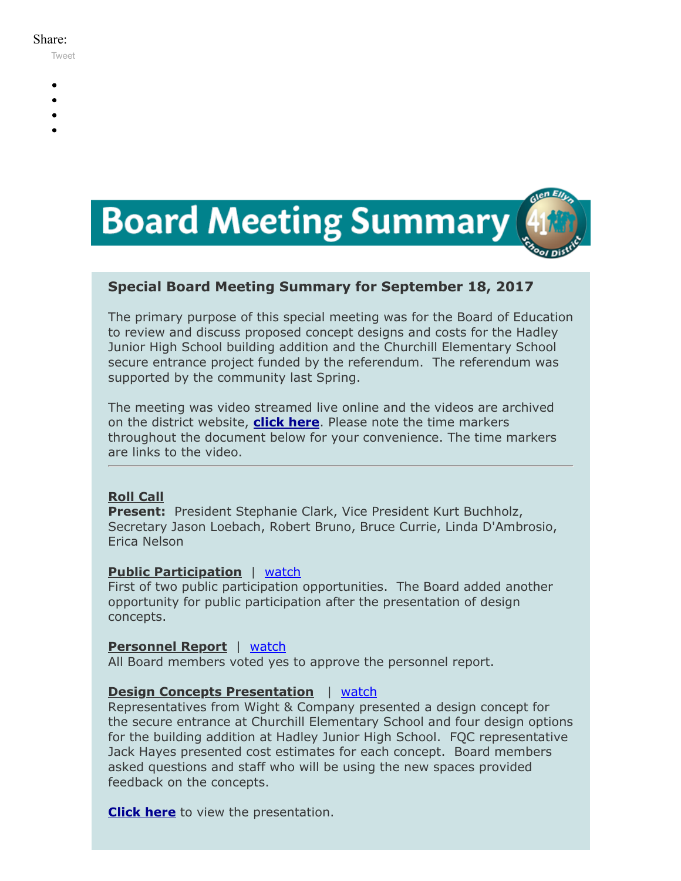Share:

Tweet

# Board Meeting Summary

## Special Board Meeting Summary for September 18, 2017

The primary purpose of this special meeting was for the Board of Education to review and discuss proposed concept designs and costs for the Hadley Junior High School building addition and the Churchill Elementary School secure entrance project funded by the referendum. The referendum was supported by the community last Spring.

The meeting was video streamed live online and the videos are archived on the district website, **click here**. Please note the time markers throughout the document below for your convenience. The time markers are links to the video.

---

**Roll Call**
**Present:** President Stephanie Clark, Vice President Kurt Buchholz, Secretary Jason Loebach, Robert Bruno, Bruce Currie, Linda D'Ambrosio, Erica Nelson

**Public Participation** | watch
First of two public participation opportunities. The Board added another opportunity for public participation after the presentation of design concepts.

**Personnel Report** | watch
All Board members voted yes to approve the personnel report.

**Design Concepts Presentation** | watch
Representatives from Wight & Company presented a design concept for the secure entrance at Churchill Elementary School and four design options for the building addition at Hadley Junior High School. FQC representative Jack Hayes presented cost estimates for each concept. Board members asked questions and staff who will be using the new spaces provided feedback on the concepts.

**Click here** to view the presentation.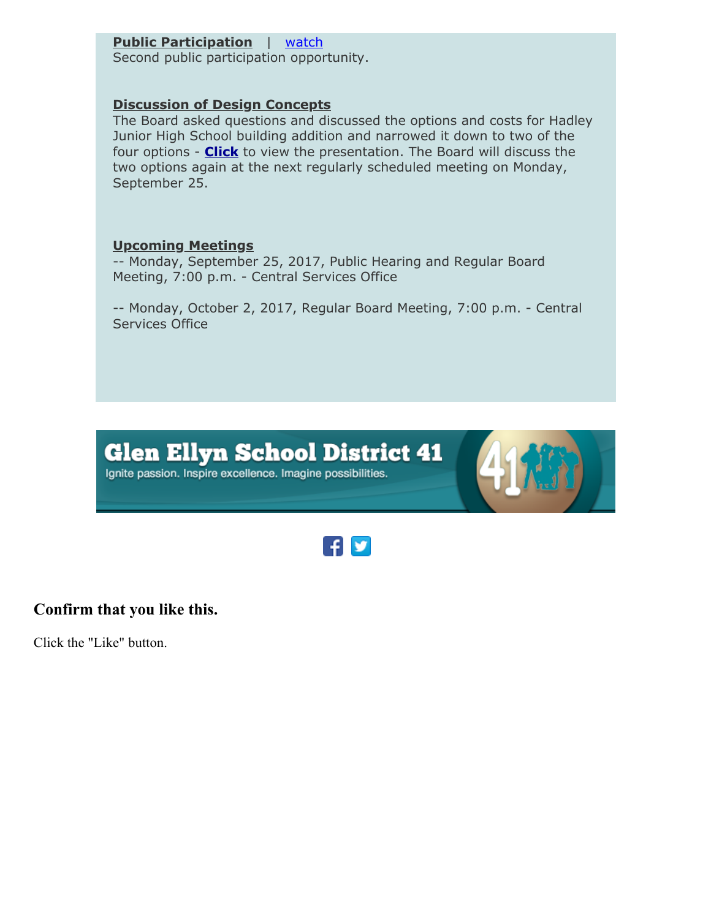**Public Participation** | watch
Second public participation opportunity.

**Discussion of Design Concepts**
The Board asked questions and discussed the options and costs for Hadley Junior High School building addition and narrowed it down to two of the four options - **Click** to view the presentation. The Board will discuss the two options again at the next regularly scheduled meeting on Monday, September 25.

**Upcoming Meetings**
-- Monday, September 25, 2017, Public Hearing and Regular Board Meeting, 7:00 p.m. - Central Services Office

-- Monday, October 2, 2017, Regular Board Meeting, 7:00 p.m. - Central Services Office

Glen Ellyn School District 41
Ignite passion. Inspire excellence. Imagine possibilities.

## Confirm that you like this.

Click the "Like" button.